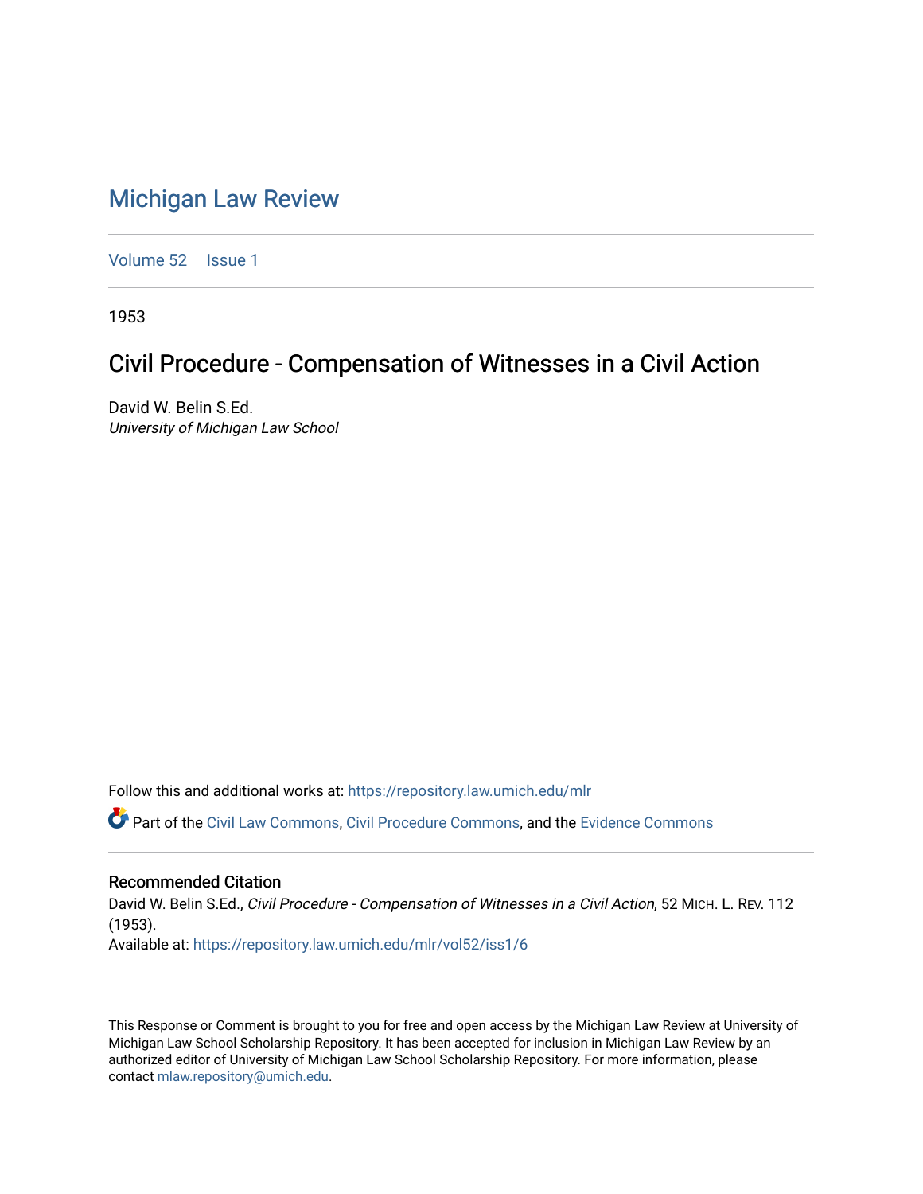# Michigan Law Review

Volume 52 | Issue 1

1953

## Civil Procedure - Compensation of Witnesses in a Civil Action

David W. Belin S.Ed.
*University of Michigan Law School*

Follow this and additional works at: https://repository.law.umich.edu/mlr

Part of the Civil Law Commons, Civil Procedure Commons, and the Evidence Commons

### Recommended Citation

David W. Belin S.Ed., *Civil Procedure - Compensation of Witnesses in a Civil Action*, 52 MICH. L. REV. 112 (1953).
Available at: https://repository.law.umich.edu/mlr/vol52/iss1/6

This Response or Comment is brought to you for free and open access by the Michigan Law Review at University of Michigan Law School Scholarship Repository. It has been accepted for inclusion in Michigan Law Review by an authorized editor of University of Michigan Law School Scholarship Repository. For more information, please contact mlaw.repository@umich.edu.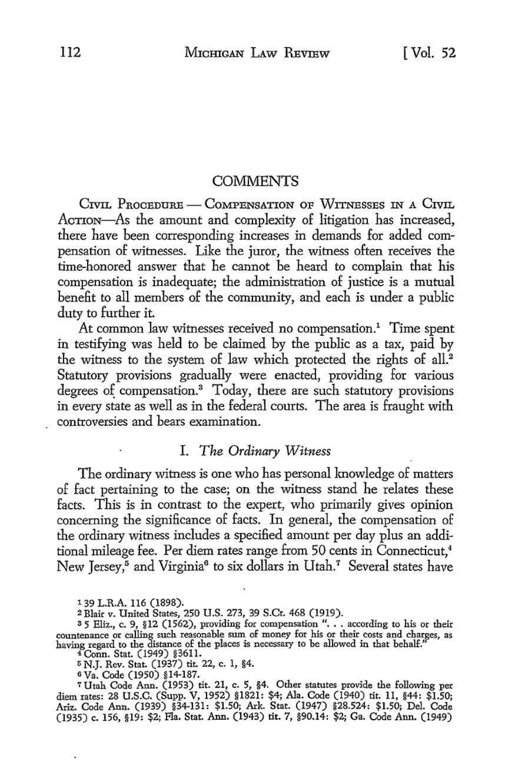## COMMENTS

CIVIL PROCEDURE — COMPENSATION OF WITNESSES IN A CIVIL ACTION—As the amount and complexity of litigation has increased, there have been corresponding increases in demands for added compensation of witnesses. Like the juror, the witness often receives the time-honored answer that he cannot be heard to complain that his compensation is inadequate; the administration of justice is a mutual benefit to all members of the community, and each is under a public duty to further it.

At common law witnesses received no compensation.[1] Time spent in testifying was held to be claimed by the public as a tax, paid by the witness to the system of law which protected the rights of all.[2] Statutory provisions gradually were enacted, providing for various degrees of compensation.[3] Today, there are such statutory provisions in every state as well as in the federal courts. The area is fraught with controversies and bears examination.

### I. *The Ordinary Witness*

The ordinary witness is one who has personal knowledge of matters of fact pertaining to the case; on the witness stand he relates these facts. This is in contrast to the expert, who primarily gives opinion concerning the significance of facts. In general, the compensation of the ordinary witness includes a specified amount per day plus an additional mileage fee. Per diem rates range from 50 cents in Connecticut,[4] New Jersey,[5] and Virginia[6] to six dollars in Utah.[7] Several states have

---

[1] 39 L.R.A. 116 (1898).

[2] Blair v. United States, 250 U.S. 273, 39 S.Ct. 468 (1919).

[3] 5 Eliz., c. 9, §12 (1562), providing for compensation ". . . according to his or their countenance or calling such reasonable sum of money for his or their costs and charges, as having regard to the distance of the places is necessary to be allowed in that behalf."

[4] Conn. Stat. (1949) §3611.

[5] N.J. Rev. Stat. (1937) tit. 22, c. 1, §4.

[6] Va. Code (1950) §14-187.

[7] Utah Code Ann. (1953) tit. 21, c. 5, §4. Other statutes provide the following per diem rates: 28 U.S.C. (Supp. V, 1952) §1821: $4; Ala. Code (1940) tit. 11, §44: $1.50; Ariz. Code Ann. (1939) §34-131: $1.50; Ark. Stat. (1947) §28.524: $1.50; Del. Code (1935) c. 156, §19: $2; Fla. Stat. Ann. (1943) tit. 7, §90.14: $2; Ga. Code Ann. (1949)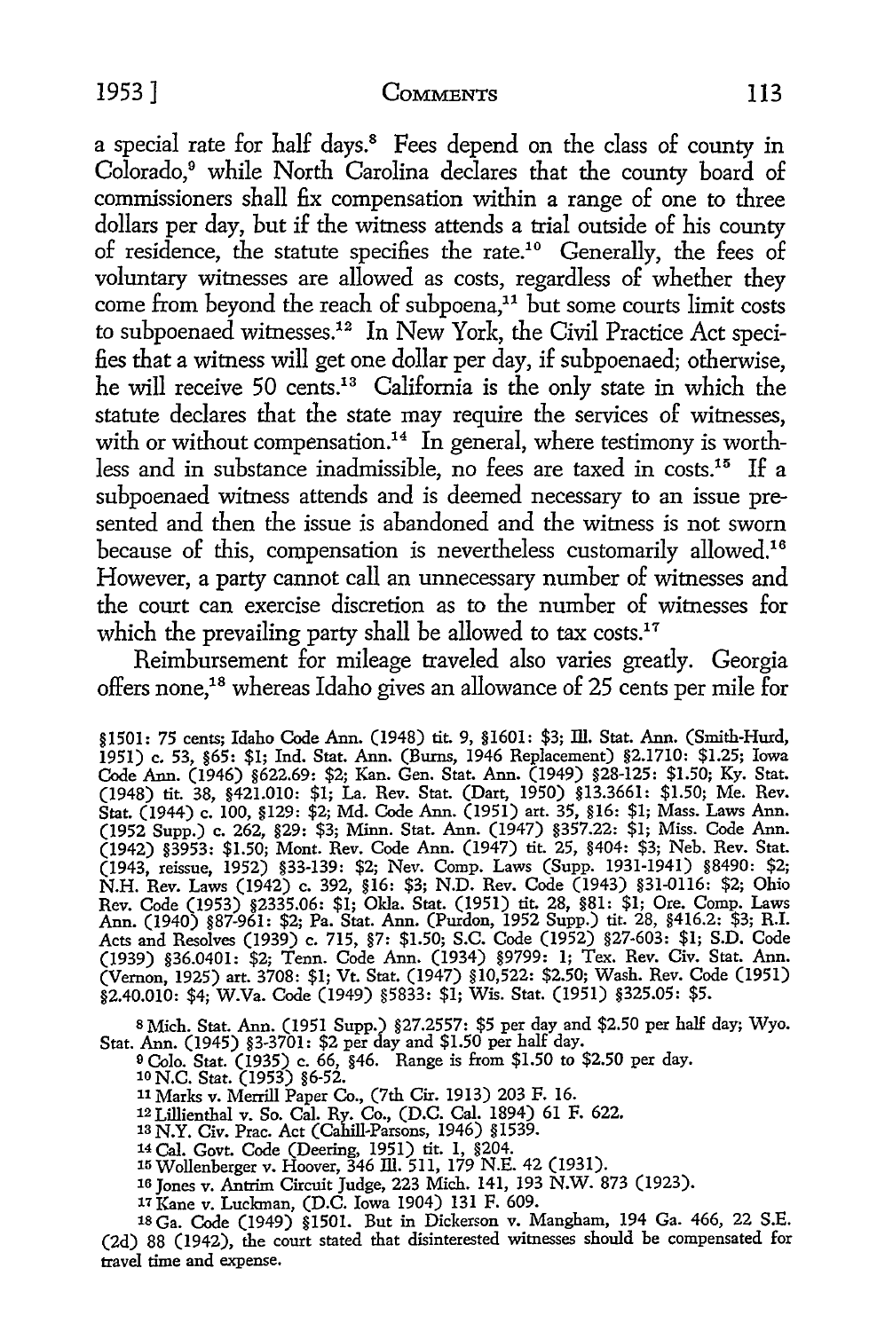a special rate for half days.[8] Fees depend on the class of county in Colorado,[9] while North Carolina declares that the county board of commissioners shall fix compensation within a range of one to three dollars per day, but if the witness attends a trial outside of his county of residence, the statute specifies the rate.[10] Generally, the fees of voluntary witnesses are allowed as costs, regardless of whether they come from beyond the reach of subpoena,[11] but some courts limit costs to subpoenaed witnesses.[12] In New York, the Civil Practice Act specifies that a witness will get one dollar per day, if subpoenaed; otherwise, he will receive 50 cents.[13] California is the only state in which the statute declares that the state may require the services of witnesses, with or without compensation.[14] In general, where testimony is worthless and in substance inadmissible, no fees are taxed in costs.[15] If a subpoenaed witness attends and is deemed necessary to an issue presented and then the issue is abandoned and the witness is not sworn because of this, compensation is nevertheless customarily allowed.[16] However, a party cannot call an unnecessary number of witnesses and the court can exercise discretion as to the number of witnesses for which the prevailing party shall be allowed to tax costs.[17]

Reimbursement for mileage traveled also varies greatly. Georgia offers none,[18] whereas Idaho gives an allowance of 25 cents per mile for

§1501: 75 cents; Idaho Code Ann. (1948) tit. 9, §1601: $3; Ill. Stat. Ann. (Smith-Hurd, 1951) c. 53, §65: $1; Ind. Stat. Ann. (Burns, 1946 Replacement) §2.1710: $1.25; Iowa Code Ann. (1946) §622.69: $2; Kan. Gen. Stat. Ann. (1949) §28-125: $1.50; Ky. Stat. (1948) tit. 38, §421.010: $1; La. Rev. Stat. (Dart, 1950) §13.3661: $1.50; Me. Rev. Stat. (1944) c. 100, §129: $2; Md. Code Ann. (1951) art. 35, §16: $1; Mass. Laws Ann. (1952 Supp.) c. 262, §29: $3; Minn. Stat. Ann. (1947) §357.22: $1; Miss. Code Ann. (1942) §3953: $1.50; Mont. Rev. Code Ann. (1947) tit. 25, §404: $3; Neb. Rev. Stat. (1943, reissue, 1952) §33-139: $2; Nev. Comp. Laws (Supp. 1931-1941) §8490: $2; N.H. Rev. Laws (1942) c. 392, §16: $3; N.D. Rev. Code (1943) §31-0116: $2; Ohio Rev. Code (1953) §2335.06: $1; Okla. Stat. (1951) tit. 28, §81: $1; Ore. Comp. Laws Ann. (1940) §87-961: $2; Pa. Stat. Ann. (Purdon, 1952 Supp.) tit. 28, §416.2: $3; R.I. Acts and Resolves (1939) c. 715, §7: $1.50; S.C. Code (1952) §27-603: $1; S.D. Code (1939) §36.0401: $2; Tenn. Code Ann. (1934) §9799: 1; Tex. Rev. Civ. Stat. Ann. (Vernon, 1925) art. 3708: $1; Vt. Stat. (1947) §10,522: $2.50; Wash. Rev. Code (1951) §2.40.010: $4; W.Va. Code (1949) §5833: $1; Wis. Stat. (1951) §325.05: $5.

[8] Mich. Stat. Ann. (1951 Supp.) §27.2557: $5 per day and $2.50 per half day; Wyo. Stat. Ann. (1945) §3-3701: $2 per day and $1.50 per half day.

[9] Colo. Stat. (1935) c. 66, §46. Range is from $1.50 to $2.50 per day.

[10] N.C. Stat. (1953) §6-52.

[11] Marks v. Merrill Paper Co., (7th Cir. 1913) 203 F. 16.

[12] Lillienthal v. So. Cal. Ry. Co., (D.C. Cal. 1894) 61 F. 622.

[13] N.Y. Civ. Prac. Act (Cahill-Parsons, 1946) §1539.

[14] Cal. Govt. Code (Deering, 1951) tit. 1, §204.

[15] Wollenberger v. Hoover, 346 Ill. 511, 179 N.E. 42 (1931).

[16] Jones v. Antrim Circuit Judge, 223 Mich. 141, 193 N.W. 873 (1923).

[17] Kane v. Luckman, (D.C. Iowa 1904) 131 F. 609.

[18] Ga. Code (1949) §1501. But in Dickerson v. Mangham, 194 Ga. 466, 22 S.E. (2d) 88 (1942), the court stated that disinterested witnesses should be compensated for travel time and expense.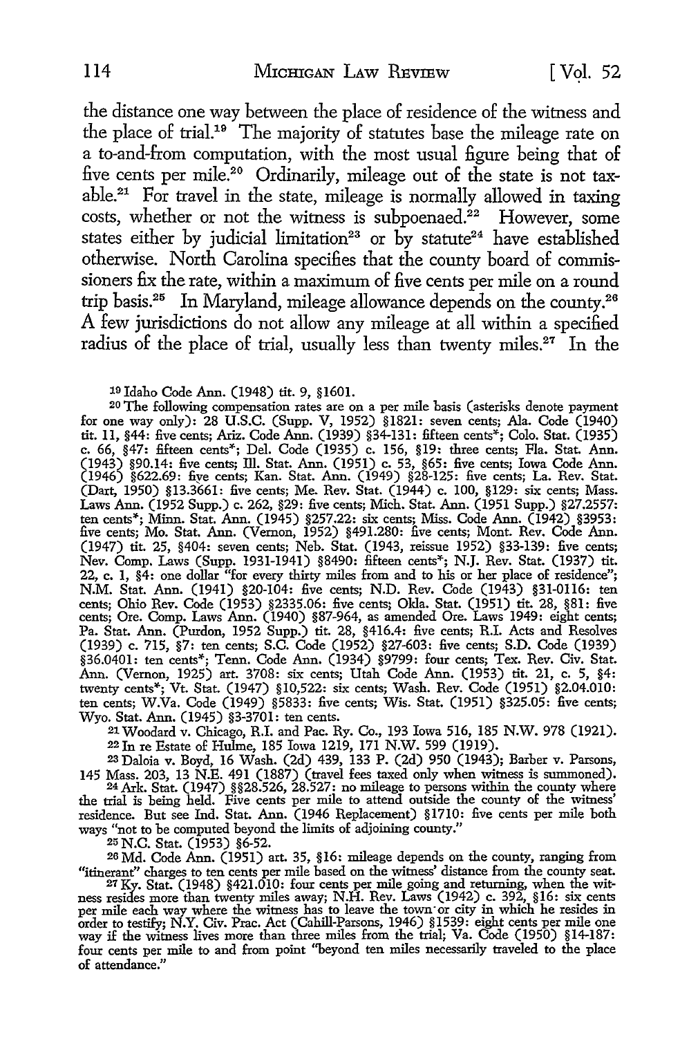the distance one way between the place of residence of the witness and the place of trial.[19] The majority of statutes base the mileage rate on a to-and-from computation, with the most usual figure being that of five cents per mile.[20] Ordinarily, mileage out of the state is not taxable.[21] For travel in the state, mileage is normally allowed in taxing costs, whether or not the witness is subpoenaed.[22] However, some states either by judicial limitation[23] or by statute[24] have established otherwise. North Carolina specifies that the county board of commissioners fix the rate, within a maximum of five cents per mile on a round trip basis.[25] In Maryland, mileage allowance depends on the county.[26] A few jurisdictions do not allow any mileage at all within a specified radius of the place of trial, usually less than twenty miles.[27] In the

---

[19] Idaho Code Ann. (1948) tit. 9, §1601.

[20] The following compensation rates are on a per mile basis (asterisks denote payment for one way only): 28 U.S.C. (Supp. V, 1952) §1821: seven cents; Ala. Code (1940) tit. 11, §44: five cents; Ariz. Code Ann. (1939) §34-131: fifteen cents*; Colo. Stat. (1935) c. 66, §47: fifteen cents*; Del. Code (1935) c. 156, §19: three cents; Fla. Stat. Ann. (1943) §90.14: five cents; Ill. Stat. Ann. (1951) c. 53, §65: five cents; Iowa Code Ann. (1946) §622.69: five cents; Kan. Stat. Ann. (1949) §28-125: five cents; La. Rev. Stat. (Dart, 1950) §13.3661: five cents; Me. Rev. Stat. (1944) c. 100, §129: six cents; Mass. Laws Ann. (1952 Supp.) c. 262, §29: five cents; Mich. Stat. Ann. (1951 Supp.) §27.2557: ten cents*; Minn. Stat. Ann. (1945) §257.22: six cents; Miss. Code Ann. (1942) §3953: five cents; Mo. Stat. Ann. (Vernon, 1952) §491.280: five cents; Mont. Rev. Code Ann. (1947) tit. 25, §404: seven cents; Neb. Stat. (1943, reissue 1952) §33-139: five cents; Nev. Comp. Laws (Supp. 1931-1941) §8490: fifteen cents*; N.J. Rev. Stat. (1937) tit. 22, c. 1, §4: one dollar "for every thirty miles from and to his or her place of residence"; N.M. Stat. Ann. (1941) §20-104: five cents; N.D. Rev. Code (1943) §31-0116: ten cents; Ohio Rev. Code (1953) §2335.06: five cents; Okla. Stat. (1951) tit. 28, §81: five cents; Ore. Comp. Laws Ann. (1940) §87-964, as amended Ore. Laws 1949: eight cents; Pa. Stat. Ann. (Purdon, 1952 Supp.) tit. 28, §416.4: five cents; R.I. Acts and Resolves (1939) c. 715, §7: ten cents; S.C. Code (1952) §27-603: five cents; S.D. Code (1939) §36.0401: ten cents*; Tenn. Code Ann. (1934) §9799: four cents; Tex. Rev. Civ. Stat. Ann. (Vernon, 1925) art. 3708: six cents; Utah Code Ann. (1953) tit. 21, c. 5, §4: twenty cents*; Vt. Stat. (1947) §10,522: six cents; Wash. Rev. Code (1951) §2.04.010: ten cents; W.Va. Code (1949) §5833: five cents; Wis. Stat. (1951) §325.05: five cents; Wyo. Stat. Ann. (1945) §3-3701: ten cents.

[21] Woodard v. Chicago, R.I. and Pac. Ry. Co., 193 Iowa 516, 185 N.W. 978 (1921).

[22] In re Estate of Hulme, 185 Iowa 1219, 171 N.W. 599 (1919).

[23] Daloia v. Boyd, 16 Wash. (2d) 439, 133 P. (2d) 950 (1943); Barber v. Parsons, 145 Mass. 203, 13 N.E. 491 (1887) (travel fees taxed only when witness is summoned).

[24] Ark. Stat. (1947) §§28.526, 28.527: no mileage to persons within the county where the trial is being held. Five cents per mile to attend outside the county of the witness' residence. But see Ind. Stat. Ann. (1946 Replacement) §1710: five cents per mile both ways "not to be computed beyond the limits of adjoining county."

[25] N.C. Stat. (1953) §6-52.

[26] Md. Code Ann. (1951) art. 35, §16: mileage depends on the county, ranging from "itinerant" charges to ten cents per mile based on the witness' distance from the county seat.

[27] Ky. Stat. (1948) §421.010: four cents per mile going and returning, when the witness resides more than twenty miles away; N.H. Rev. Laws (1942) c. 392, §16: six cents per mile each way where the witness has to leave the town or city in which he resides in order to testify; N.Y. Civ. Prac. Act (Cahill-Parsons, 1946) §1539: eight cents per mile one way if the witness lives more than three miles from the trial; Va. Code (1950) §14-187: four cents per mile to and from point "beyond ten miles necessarily traveled to the place of attendance."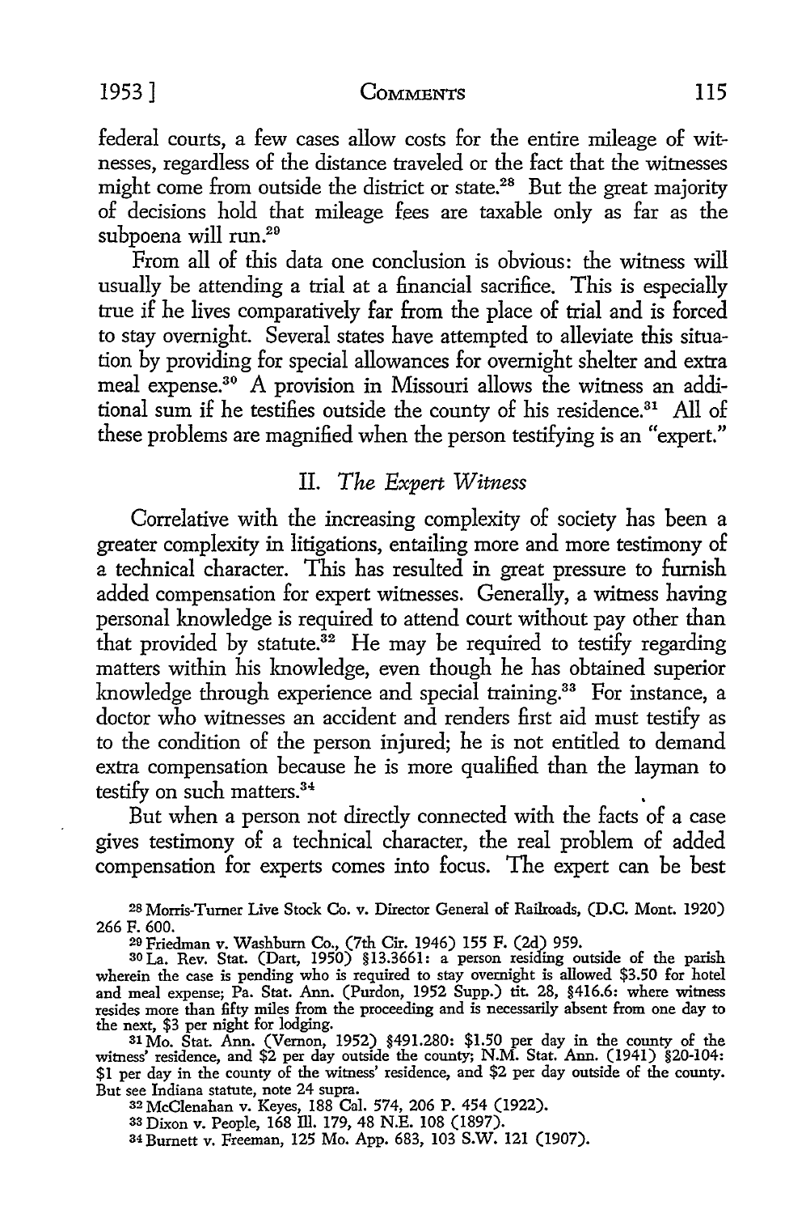federal courts, a few cases allow costs for the entire mileage of witnesses, regardless of the distance traveled or the fact that the witnesses might come from outside the district or state.[28] But the great majority of decisions hold that mileage fees are taxable only as far as the subpoena will run.[29]

From all of this data one conclusion is obvious: the witness will usually be attending a trial at a financial sacrifice. This is especially true if he lives comparatively far from the place of trial and is forced to stay overnight. Several states have attempted to alleviate this situation by providing for special allowances for overnight shelter and extra meal expense.[30] A provision in Missouri allows the witness an additional sum if he testifies outside the county of his residence.[31] All of these problems are magnified when the person testifying is an "expert."

## II. *The Expert Witness*

Correlative with the increasing complexity of society has been a greater complexity in litigations, entailing more and more testimony of a technical character. This has resulted in great pressure to furnish added compensation for expert witnesses. Generally, a witness having personal knowledge is required to attend court without pay other than that provided by statute.[32] He may be required to testify regarding matters within his knowledge, even though he has obtained superior knowledge through experience and special training.[33] For instance, a doctor who witnesses an accident and renders first aid must testify as to the condition of the person injured; he is not entitled to demand extra compensation because he is more qualified than the layman to testify on such matters.[34]

But when a person not directly connected with the facts of a case gives testimony of a technical character, the real problem of added compensation for experts comes into focus. The expert can be best

---

[28] Morris-Turner Live Stock Co. v. Director General of Railroads, (D.C. Mont. 1920) 266 F. 600.

[29] Friedman v. Washburn Co., (7th Cir. 1946) 155 F. (2d) 959.

[30] La. Rev. Stat. (Dart, 1950) §13.3661: a person residing outside of the parish wherein the case is pending who is required to stay overnight is allowed $3.50 for hotel and meal expense; Pa. Stat. Ann. (Purdon, 1952 Supp.) tit. 28, §416.6: where witness resides more than fifty miles from the proceeding and is necessarily absent from one day to the next, $3 per night for lodging.

[31] Mo. Stat. Ann. (Vernon, 1952) §491.280: $1.50 per day in the county of the witness' residence, and $2 per day outside the county; N.M. Stat. Ann. (1941) §20-104: $1 per day in the county of the witness' residence, and $2 per day outside of the county. But see Indiana statute, note 24 supra.

[32] McClenahan v. Keyes, 188 Cal. 574, 206 P. 454 (1922).

[33] Dixon v. People, 168 Ill. 179, 48 N.E. 108 (1897).

[34] Burnett v. Freeman, 125 Mo. App. 683, 103 S.W. 121 (1907).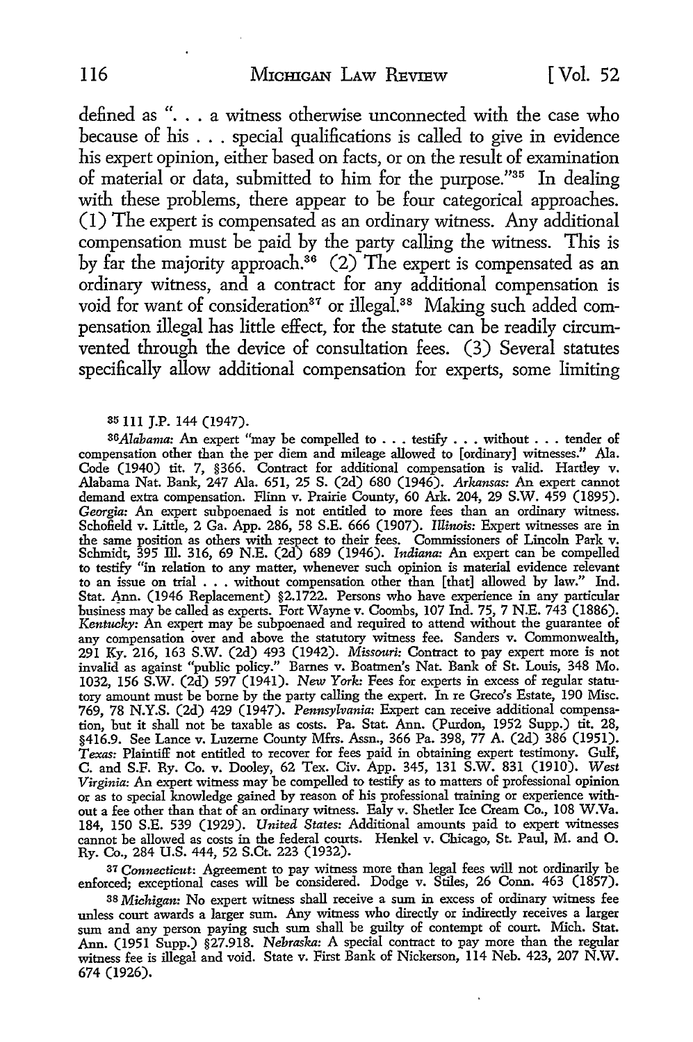defined as ". . . a witness otherwise unconnected with the case who because of his . . . special qualifications is called to give in evidence his expert opinion, either based on facts, or on the result of examination of material or data, submitted to him for the purpose."[35] In dealing with these problems, there appear to be four categorical approaches. (1) The expert is compensated as an ordinary witness. Any additional compensation must be paid by the party calling the witness. This is by far the majority approach.[36] (2) The expert is compensated as an ordinary witness, and a contract for any additional compensation is void for want of consideration[37] or illegal.[38] Making such added compensation illegal has little effect, for the statute can be readily circumvented through the device of consultation fees. (3) Several statutes specifically allow additional compensation for experts, some limiting

[35] 111 J.P. 144 (1947).

[36] *Alabama:* An expert "may be compelled to . . . testify . . . without . . . tender of compensation other than the per diem and mileage allowed to [ordinary] witnesses." Ala. Code (1940) tit. 7, §366. Contract for additional compensation is valid. Hartley v. Alabama Nat. Bank, 247 Ala. 651, 25 S. (2d) 680 (1946). *Arkansas:* An expert cannot demand extra compensation. Flinn v. Prairie County, 60 Ark. 204, 29 S.W. 459 (1895). *Georgia:* An expert subpoenaed is not entitled to more fees than an ordinary witness. Schofield v. Little, 2 Ga. App. 286, 58 S.E. 666 (1907). *Illinois:* Expert witnesses are in the same position as others with respect to their fees. Commissioners of Lincoln Park v. Schmidt, 395 Ill. 316, 69 N.E. (2d) 689 (1946). *Indiana:* An expert can be compelled to testify "in relation to any matter, whenever such opinion is material evidence relevant to an issue on trial . . . without compensation other than [that] allowed by law." Ind. Stat. Ann. (1946 Replacement) §2.1722. Persons who have experience in any particular business may be called as experts. Fort Wayne v. Coombs, 107 Ind. 75, 7 N.E. 743 (1886). *Kentucky:* An expert may be subpoenaed and required to attend without the guarantee of any compensation over and above the statutory witness fee. Sanders v. Commonwealth, 291 Ky. 216, 163 S.W. (2d) 493 (1942). *Missouri:* Contract to pay expert more is not invalid as against "public policy." Barnes v. Boatmen's Nat. Bank of St. Louis, 348 Mo. 1032, 156 S.W. (2d) 597 (1941). *New York:* Fees for experts in excess of regular statutory amount must be borne by the party calling the expert. In re Greco's Estate, 190 Misc. 769, 78 N.Y.S. (2d) 429 (1947). *Pennsylvania:* Expert can receive additional compensation, but it shall not be taxable as costs. Pa. Stat. Ann. (Purdon, 1952 Supp.) tit. 28, §416.9. See Lance v. Luzerne County Mfrs. Assn., 366 Pa. 398, 77 A. (2d) 386 (1951). *Texas:* Plaintiff not entitled to recover for fees paid in obtaining expert testimony. Gulf, C. and S.F. Ry. Co. v. Dooley, 62 Tex. Civ. App. 345, 131 S.W. 831 (1910). *West Virginia:* An expert witness may be compelled to testify as to matters of professional opinion or as to special knowledge gained by reason of his professional training or experience without a fee other than that of an ordinary witness. Ealy v. Shetler Ice Cream Co., 108 W.Va. 184, 150 S.E. 539 (1929). *United States:* Additional amounts paid to expert witnesses cannot be allowed as costs in the federal courts. Henkel v. Chicago, St. Paul, M. and O. Ry. Co., 284 U.S. 444, 52 S.Ct. 223 (1932).

[37] *Connecticut:* Agreement to pay witness more than legal fees will not ordinarily be enforced; exceptional cases will be considered. Dodge v. Stiles, 26 Conn. 463 (1857).

[38] *Michigan:* No expert witness shall receive a sum in excess of ordinary witness fee unless court awards a larger sum. Any witness who directly or indirectly receives a larger sum and any person paying such sum shall be guilty of contempt of court. Mich. Stat. Ann. (1951 Supp.) §27.918. *Nebraska:* A special contract to pay more than the regular witness fee is illegal and void. State v. First Bank of Nickerson, 114 Neb. 423, 207 N.W. 674 (1926).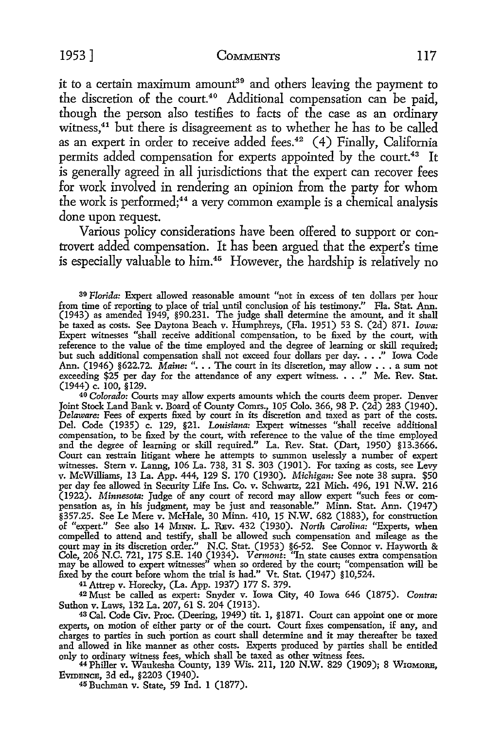it to a certain maximum amount[39] and others leaving the payment to the discretion of the court.[40] Additional compensation can be paid, though the person also testifies to facts of the case as an ordinary witness,[41] but there is disagreement as to whether he has to be called as an expert in order to receive added fees.[42] (4) Finally, California permits added compensation for experts appointed by the court.[43] It is generally agreed in all jurisdictions that the expert can recover fees for work involved in rendering an opinion from the party for whom the work is performed;[44] a very common example is a chemical analysis done upon request.

Various policy considerations have been offered to support or controvert added compensation. It has been argued that the expert's time is especially valuable to him.[45] However, the hardship is relatively no

---

[39] *Florida:* Expert allowed reasonable amount "not in excess of ten dollars per hour from time of reporting to place of trial until conclusion of his testimony." Fla. Stat. Ann. (1943) as amended 1949, §90.231. The judge shall determine the amount, and it shall be taxed as costs. See Daytona Beach v. Humphreys, (Fla. 1951) 53 S. (2d) 871. *Iowa:* Expert witnesses "shall receive additional compensation, to be fixed by the court, with reference to the value of the time employed and the degree of learning or skill required; but such additional compensation shall not exceed four dollars per day. . . ." Iowa Code Ann. (1946) §622.72. *Maine:* ". . . The court in its discretion, may allow . . . a sum not exceeding $25 per day for the attendance of any expert witness. . . ." Me. Rev. Stat. (1944) c. 100, §129.

[40] *Colorado:* Courts may allow experts amounts which the courts deem proper. Denver Joint Stock Land Bank v. Board of County Comrs., 105 Colo. 366, 98 P. (2d) 283 (1940). *Delaware:* Fees of experts fixed by court in its discretion and taxed as part of the costs. Del. Code (1935) c. 129, §21. *Louisiana:* Expert witnesses "shall receive additional compensation, to be fixed by the court, with reference to the value of the time employed and the degree of learning or skill required." La. Rev. Stat. (Dart, 1950) §13.3666. Court can restrain litigant where he attempts to summon uselessly a number of expert witnesses. Stern v. Lanng, 106 La. 738, 31 S. 303 (1901). For taxing as costs, see Levy v. McWilliams, 13 La. App. 444, 129 S. 170 (1930). *Michigan:* See note 38 supra. $50 per day fee allowed in Security Life Ins. Co. v. Schwartz, 221 Mich. 496, 191 N.W. 216 (1922). *Minnesota:* Judge of any court of record may allow expert "such fees or compensation as, in his judgment, may be just and reasonable." Minn. Stat. Ann. (1947) §357.25. See Le Mere v. McHale, 30 Minn. 410, 15 N.W. 682 (1883), for construction of "expert." See also 14 MINN. L. REV. 432 (1930). *North Carolina:* "Experts, when compelled to attend and testify, shall be allowed such compensation and mileage as the court may in its discretion order." N.C. Stat. (1953) §6-52. See Connor v. Hayworth & Cole, 206 N.C. 721, 175 S.E. 140 (1934). *Vermont:* "In state causes extra compensation may be allowed to expert witnesses" when so ordered by the court; "compensation will be fixed by the court before whom the trial is had." Vt. Stat. (1947) §10,524.

[41] Attrep v. Horecky, (La. App. 1937) 177 S. 379.

[42] Must be called as expert: Snyder v. Iowa City, 40 Iowa 646 (1875). *Contra:* Suthon v. Laws, 132 La. 207, 61 S. 204 (1913).

[43] Cal. Code Civ. Proc. (Deering, 1949) tit. 1, §1871. Court can appoint one or more experts, on motion of either party or of the court. Court fixes compensation, if any, and charges to parties in such portion as court shall determine and it may thereafter be taxed and allowed in like manner as other costs. Experts produced by parties shall be entitled only to ordinary witness fees, which shall be taxed as other witness fees.

[44] Philler v. Waukesha County, 139 Wis. 211, 120 N.W. 829 (1909); 8 WIGMORE, EVIDENCE, 3d ed., §2203 (1940).

[45] Buchman v. State, 59 Ind. 1 (1877).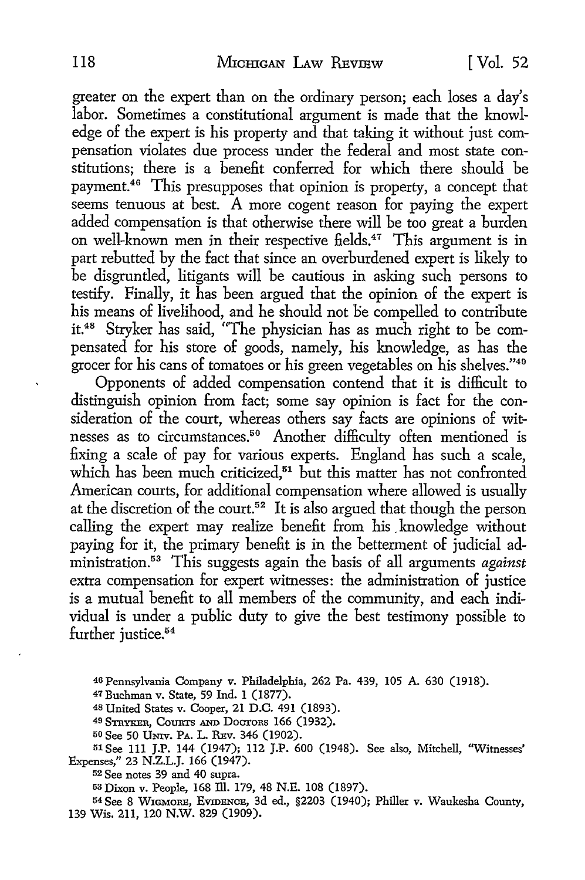greater on the expert than on the ordinary person; each loses a day's labor. Sometimes a constitutional argument is made that the knowledge of the expert is his property and that taking it without just compensation violates due process under the federal and most state constitutions; there is a benefit conferred for which there should be payment.[46] This presupposes that opinion is property, a concept that seems tenuous at best. A more cogent reason for paying the expert added compensation is that otherwise there will be too great a burden on well-known men in their respective fields.[47] This argument is in part rebutted by the fact that since an overburdened expert is likely to be disgruntled, litigants will be cautious in asking such persons to testify. Finally, it has been argued that the opinion of the expert is his means of livelihood, and he should not be compelled to contribute it.[48] Stryker has said, "The physician has as much right to be compensated for his store of goods, namely, his knowledge, as has the grocer for his cans of tomatoes or his green vegetables on his shelves."[49]

Opponents of added compensation contend that it is difficult to distinguish opinion from fact; some say opinion is fact for the consideration of the court, whereas others say facts are opinions of witnesses as to circumstances.[50] Another difficulty often mentioned is fixing a scale of pay for various experts. England has such a scale, which has been much criticized,[51] but this matter has not confronted American courts, for additional compensation where allowed is usually at the discretion of the court.[52] It is also argued that though the person calling the expert may realize benefit from his knowledge without paying for it, the primary benefit is in the betterment of judicial administration.[53] This suggests again the basis of all arguments *against* extra compensation for expert witnesses: the administration of justice is a mutual benefit to all members of the community, and each individual is under a public duty to give the best testimony possible to further justice.[54]

---

46 Pennsylvania Company v. Philadelphia, 262 Pa. 439, 105 A. 630 (1918).

47 Buchman v. State, 59 Ind. 1 (1877).

48 United States v. Cooper, 21 D.C. 491 (1893).

49 STRYKER, COURTS AND DOCTORS 166 (1932).

50 See 50 UNIV. PA. L. REV. 346 (1902).

51 See 111 J.P. 144 (1947); 112 J.P. 600 (1948). See also, Mitchell, "Witnesses' Expenses," 23 N.Z.L.J. 166 (1947).

52 See notes 39 and 40 supra.

53 Dixon v. People, 168 Ill. 179, 48 N.E. 108 (1897).

54 See 8 WIGMORE, EVIDENCE, 3d ed., §2203 (1940); Philler v. Waukesha County, 139 Wis. 211, 120 N.W. 829 (1909).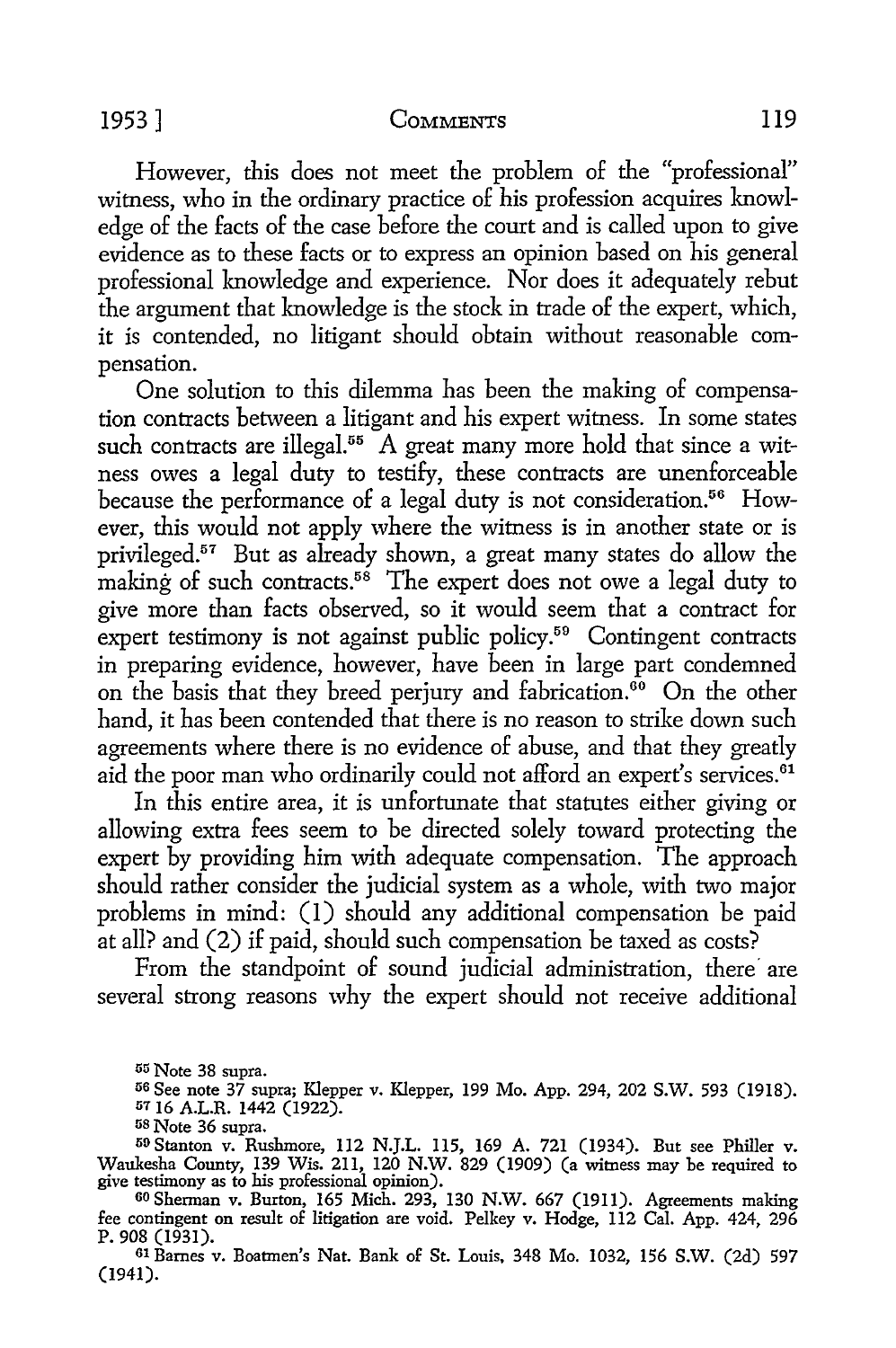However, this does not meet the problem of the "professional" witness, who in the ordinary practice of his profession acquires knowledge of the facts of the case before the court and is called upon to give evidence as to these facts or to express an opinion based on his general professional knowledge and experience. Nor does it adequately rebut the argument that knowledge is the stock in trade of the expert, which, it is contended, no litigant should obtain without reasonable compensation.

One solution to this dilemma has been the making of compensation contracts between a litigant and his expert witness. In some states such contracts are illegal.[55] A great many more hold that since a witness owes a legal duty to testify, these contracts are unenforceable because the performance of a legal duty is not consideration.[56] However, this would not apply where the witness is in another state or is privileged.[57] But as already shown, a great many states do allow the making of such contracts.[58] The expert does not owe a legal duty to give more than facts observed, so it would seem that a contract for expert testimony is not against public policy.[59] Contingent contracts in preparing evidence, however, have been in large part condemned on the basis that they breed perjury and fabrication.[60] On the other hand, it has been contended that there is no reason to strike down such agreements where there is no evidence of abuse, and that they greatly aid the poor man who ordinarily could not afford an expert's services.[61]

In this entire area, it is unfortunate that statutes either giving or allowing extra fees seem to be directed solely toward protecting the expert by providing him with adequate compensation. The approach should rather consider the judicial system as a whole, with two major problems in mind: (1) should any additional compensation be paid at all? and (2) if paid, should such compensation be taxed as costs?

From the standpoint of sound judicial administration, there are several strong reasons why the expert should not receive additional

---

[55] Note 38 supra.

[56] See note 37 supra; Klepper v. Klepper, 199 Mo. App. 294, 202 S.W. 593 (1918).

[57] 16 A.L.R. 1442 (1922).

[58] Note 36 supra.

[59] Stanton v. Rushmore, 112 N.J.L. 115, 169 A. 721 (1934). But see Philler v. Waukesha County, 139 Wis. 211, 120 N.W. 829 (1909) (a witness may be required to give testimony as to his professional opinion).

[60] Sherman v. Burton, 165 Mich. 293, 130 N.W. 667 (1911). Agreements making fee contingent on result of litigation are void. Pelkey v. Hodge, 112 Cal. App. 424, 296 P. 908 (1931).

[61] Barnes v. Boatmen's Nat. Bank of St. Louis, 348 Mo. 1032, 156 S.W. (2d) 597 (1941).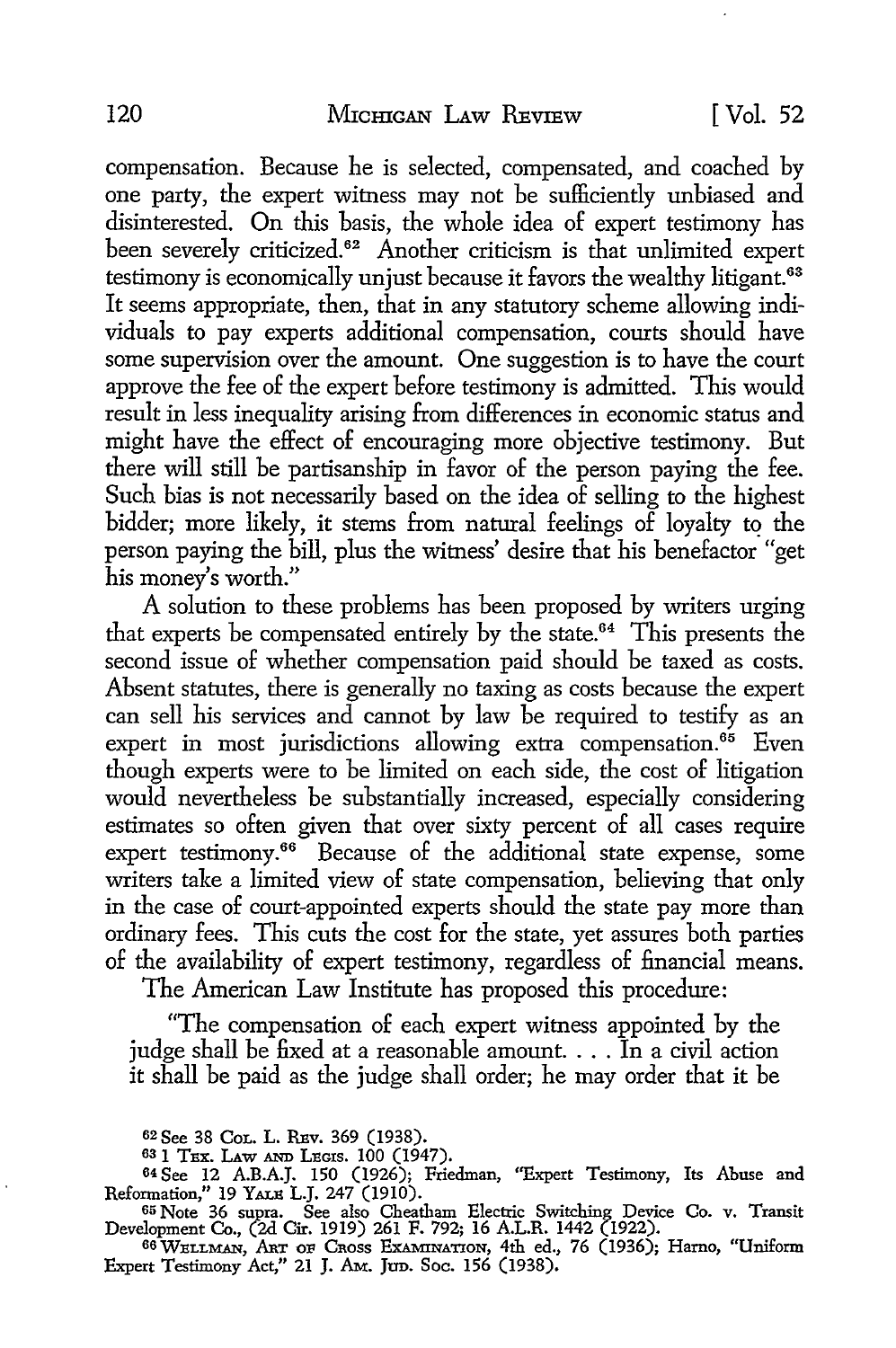compensation. Because he is selected, compensated, and coached by one party, the expert witness may not be sufficiently unbiased and disinterested. On this basis, the whole idea of expert testimony has been severely criticized.[62] Another criticism is that unlimited expert testimony is economically unjust because it favors the wealthy litigant.[63] It seems appropriate, then, that in any statutory scheme allowing individuals to pay experts additional compensation, courts should have some supervision over the amount. One suggestion is to have the court approve the fee of the expert before testimony is admitted. This would result in less inequality arising from differences in economic status and might have the effect of encouraging more objective testimony. But there will still be partisanship in favor of the person paying the fee. Such bias is not necessarily based on the idea of selling to the highest bidder; more likely, it stems from natural feelings of loyalty to the person paying the bill, plus the witness' desire that his benefactor "get his money's worth."

A solution to these problems has been proposed by writers urging that experts be compensated entirely by the state.[64] This presents the second issue of whether compensation paid should be taxed as costs. Absent statutes, there is generally no taxing as costs because the expert can sell his services and cannot by law be required to testify as an expert in most jurisdictions allowing extra compensation.[65] Even though experts were to be limited on each side, the cost of litigation would nevertheless be substantially increased, especially considering estimates so often given that over sixty percent of all cases require expert testimony.[66] Because of the additional state expense, some writers take a limited view of state compensation, believing that only in the case of court-appointed experts should the state pay more than ordinary fees. This cuts the cost for the state, yet assures both parties of the availability of expert testimony, regardless of financial means.

The American Law Institute has proposed this procedure:

> "The compensation of each expert witness appointed by the judge shall be fixed at a reasonable amount. . . . In a civil action it shall be paid as the judge shall order; he may order that it be

---

[62] See 38 COL. L. REV. 369 (1938).

[63] 1 TEX. LAW AND LEGIS. 100 (1947).

[64] See 12 A.B.A.J. 150 (1926); Friedman, "Expert Testimony, Its Abuse and Reformation," 19 YALE L.J. 247 (1910).

[65] Note 36 supra. See also Cheatham Electric Switching Device Co. v. Transit Development Co., (2d Cir. 1919) 261 F. 792; 16 A.L.R. 1442 (1922).

[66] WELLMAN, ART OF CROSS EXAMINATION, 4th ed., 76 (1936); Harno, "Uniform Expert Testimony Act," 21 J. AM. JUD. SOC. 156 (1938).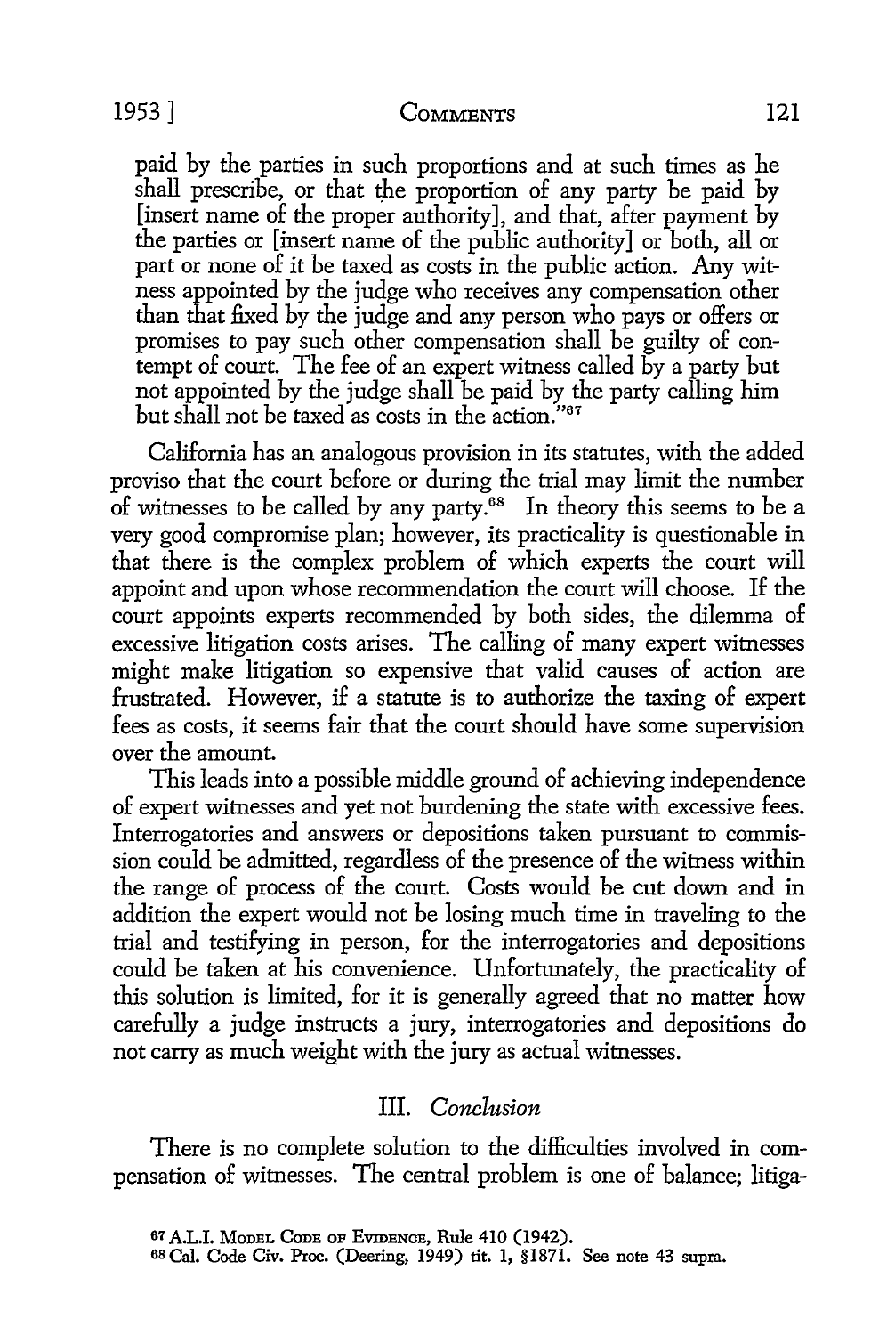paid by the parties in such proportions and at such times as he shall prescribe, or that the proportion of any party be paid by [insert name of the proper authority], and that, after payment by the parties or [insert name of the public authority] or both, all or part or none of it be taxed as costs in the public action. Any witness appointed by the judge who receives any compensation other than that fixed by the judge and any person who pays or offers or promises to pay such other compensation shall be guilty of contempt of court. The fee of an expert witness called by a party but not appointed by the judge shall be paid by the party calling him but shall not be taxed as costs in the action."[67]

California has an analogous provision in its statutes, with the added proviso that the court before or during the trial may limit the number of witnesses to be called by any party.[68] In theory this seems to be a very good compromise plan; however, its practicality is questionable in that there is the complex problem of which experts the court will appoint and upon whose recommendation the court will choose. If the court appoints experts recommended by both sides, the dilemma of excessive litigation costs arises. The calling of many expert witnesses might make litigation so expensive that valid causes of action are frustrated. However, if a statute is to authorize the taxing of expert fees as costs, it seems fair that the court should have some supervision over the amount.

This leads into a possible middle ground of achieving independence of expert witnesses and yet not burdening the state with excessive fees. Interrogatories and answers or depositions taken pursuant to commission could be admitted, regardless of the presence of the witness within the range of process of the court. Costs would be cut down and in addition the expert would not be losing much time in traveling to the trial and testifying in person, for the interrogatories and depositions could be taken at his convenience. Unfortunately, the practicality of this solution is limited, for it is generally agreed that no matter how carefully a judge instructs a jury, interrogatories and depositions do not carry as much weight with the jury as actual witnesses.

## III. *Conclusion*

There is no complete solution to the difficulties involved in compensation of witnesses. The central problem is one of balance; litiga-

[67] A.L.I. Model Code of Evidence, Rule 410 (1942).

[68] Cal. Code Civ. Proc. (Deering, 1949) tit. 1, §1871. See note 43 supra.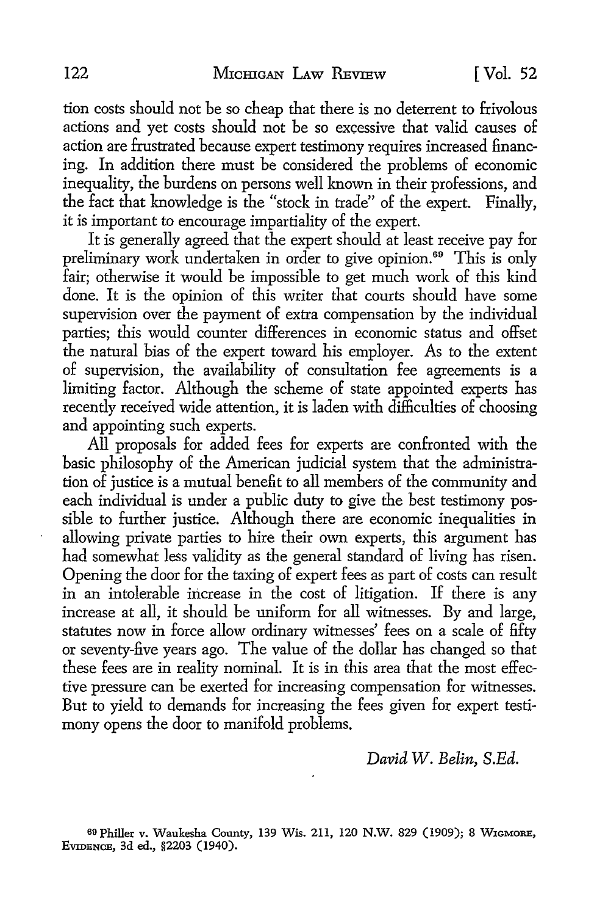tion costs should not be so cheap that there is no deterrent to frivolous actions and yet costs should not be so excessive that valid causes of action are frustrated because expert testimony requires increased financing. In addition there must be considered the problems of economic inequality, the burdens on persons well known in their professions, and the fact that knowledge is the "stock in trade" of the expert. Finally, it is important to encourage impartiality of the expert.

It is generally agreed that the expert should at least receive pay for preliminary work undertaken in order to give opinion.[69] This is only fair; otherwise it would be impossible to get much work of this kind done. It is the opinion of this writer that courts should have some supervision over the payment of extra compensation by the individual parties; this would counter differences in economic status and offset the natural bias of the expert toward his employer. As to the extent of supervision, the availability of consultation fee agreements is a limiting factor. Although the scheme of state appointed experts has recently received wide attention, it is laden with difficulties of choosing and appointing such experts.

All proposals for added fees for experts are confronted with the basic philosophy of the American judicial system that the administration of justice is a mutual benefit to all members of the community and each individual is under a public duty to give the best testimony possible to further justice. Although there are economic inequalities in allowing private parties to hire their own experts, this argument has had somewhat less validity as the general standard of living has risen. Opening the door for the taxing of expert fees as part of costs can result in an intolerable increase in the cost of litigation. If there is any increase at all, it should be uniform for all witnesses. By and large, statutes now in force allow ordinary witnesses' fees on a scale of fifty or seventy-five years ago. The value of the dollar has changed so that these fees are in reality nominal. It is in this area that the most effective pressure can be exerted for increasing compensation for witnesses. But to yield to demands for increasing the fees given for expert testimony opens the door to manifold problems.

*David W. Belin, S.Ed.*

[69] Philler v. Waukesha County, 139 Wis. 211, 120 N.W. 829 (1909); 8 WIGMORE, EVIDENCE, 3d ed., §2203 (1940).